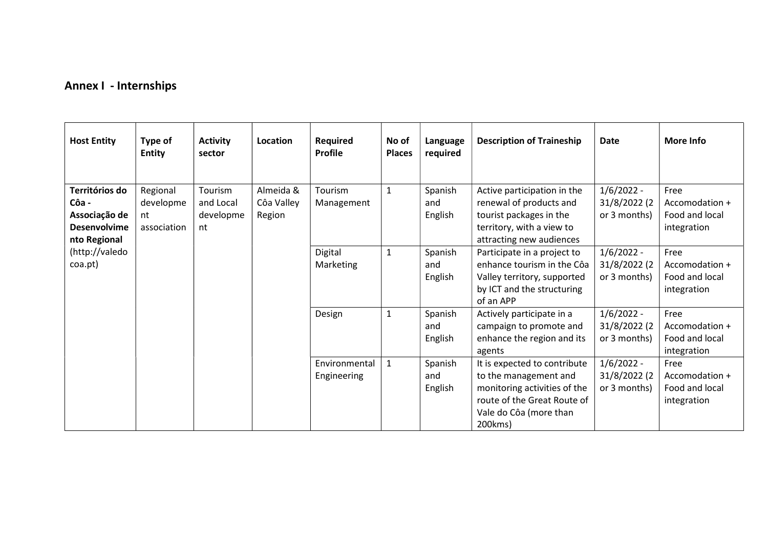## Annex I - Internships

| Host Entity | Type of Entity | Activity sector | Location | Required Profile | No of Places | Language required | Description of Traineship | Date | More Info |
|---|---|---|---|---|---|---|---|---|---|
| **Territórios do Côa - Associação de Desenvolvimento Regional** (http://valedocoa.pt) | Regional development association | Tourism and Local development | Almeida & Côa Valley Region | Tourism Management | 1 | Spanish and English | Active participation in the renewal of products and tourist packages in the territory, with a view to attracting new audiences | 1/6/2022 - 31/8/2022 (2 or 3 months) | Free Accomodation + Food and local integration |
| | | | | Digital Marketing | 1 | Spanish and English | Participate in a project to enhance tourism in the Côa Valley territory, supported by ICT and the structuring of an APP | 1/6/2022 - 31/8/2022 (2 or 3 months) | Free Accomodation + Food and local integration |
| | | | | Design | 1 | Spanish and English | Actively participate in a campaign to promote and enhance the region and its agents | 1/6/2022 - 31/8/2022 (2 or 3 months) | Free Accomodation + Food and local integration |
| | | | | Environmental Engineering | 1 | Spanish and English | It is expected to contribute to the management and monitoring activities of the route of the Great Route of Vale do Côa (more than 200kms) | 1/6/2022 - 31/8/2022 (2 or 3 months) | Free Accomodation + Food and local integration |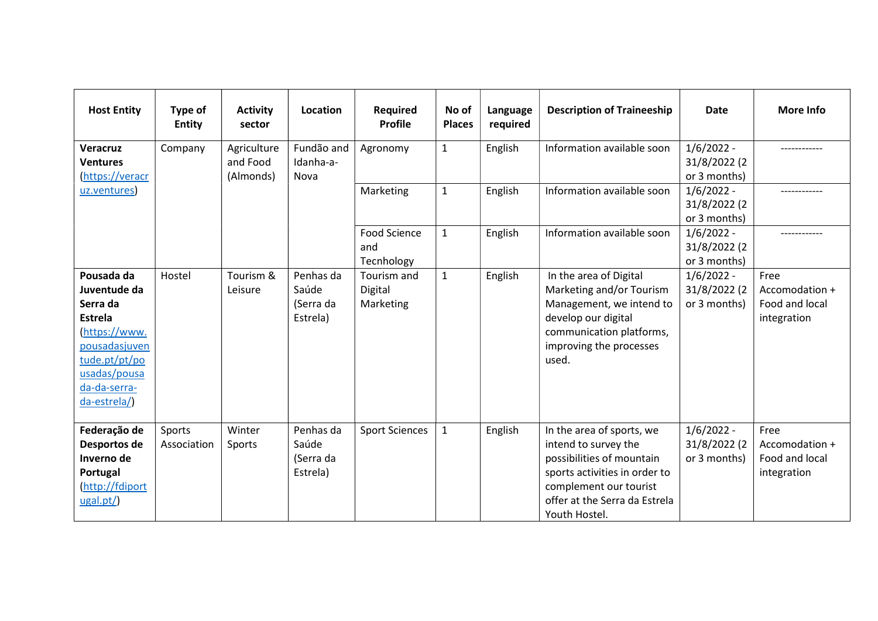| Host Entity | Type of Entity | Activity sector | Location | Required Profile | No of Places | Language required | Description of Traineeship | Date | More Info |
|---|---|---|---|---|---|---|---|---|---|
| **Veracruz Ventures** ([https://veracruz.ventures](https://veracruz.ventures)) | Company | Agriculture and Food (Almonds) | Fundão and Idanha-a-Nova | Agronomy | 1 | English | Information available soon | 1/6/2022 - 31/8/2022 (2 or 3 months) | ------------ |
| | | | | Marketing | 1 | English | Information available soon | 1/6/2022 - 31/8/2022 (2 or 3 months) | ------------ |
| | | | | Food Science and Tecnhology | 1 | English | Information available soon | 1/6/2022 - 31/8/2022 (2 or 3 months) | ------------ |
| **Pousada da Juventude da Serra da Estrela** ([https://www.pousadasjuventude.pt/pt/pousadas/pousada-da-serra-da-estrela/](https://www.pousadasjuventude.pt/pt/pousadas/pousada-da-serra-da-estrela/)) | Hostel | Tourism & Leisure | Penhas da Saúde (Serra da Estrela) | Tourism and Digital Marketing | 1 | English | In the area of Digital Marketing and/or Tourism Management, we intend to develop our digital communication platforms, improving the processes used. | 1/6/2022 - 31/8/2022 (2 or 3 months) | Free Accomodation + Food and local integration |
| **Federação de Desportos de Inverno de Portugal** ([http://fdiportugal.pt/](http://fdiportugal.pt/)) | Sports Association | Winter Sports | Penhas da Saúde (Serra da Estrela) | Sport Sciences | 1 | English | In the area of sports, we intend to survey the possibilities of mountain sports activities in order to complement our tourist offer at the Serra da Estrela Youth Hostel. | 1/6/2022 - 31/8/2022 (2 or 3 months) | Free Accomodation + Food and local integration |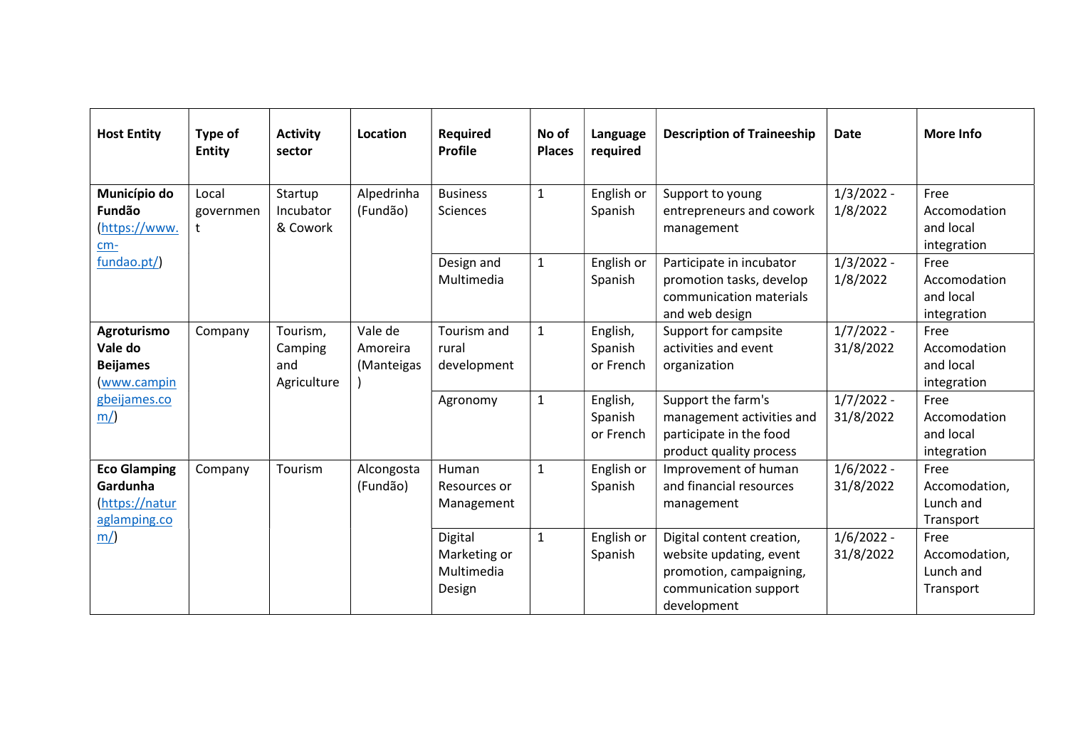| Host Entity | Type of Entity | Activity sector | Location | Required Profile | No of Places | Language required | Description of Traineeship | Date | More Info |
|---|---|---|---|---|---|---|---|---|---|
| **Município do Fundão** (https://www.cm-fundao.pt/) | Local government | Startup Incubator & Cowork | Alpedrinha (Fundão) | Business Sciences | 1 | English or Spanish | Support to young entrepreneurs and cowork management | 1/3/2022 - 1/8/2022 | Free Accomodation and local integration |
| | | | | Design and Multimedia | 1 | English or Spanish | Participate in incubator promotion tasks, develop communication materials and web design | 1/3/2022 - 1/8/2022 | Free Accomodation and local integration |
| **Agroturismo Vale do Beijames** (www.campingbeijames.com/) | Company | Tourism, Camping and Agriculture | Vale de Amoreira (Manteigas) | Tourism and rural development | 1 | English, Spanish or French | Support for campsite activities and event organization | 1/7/2022 - 31/8/2022 | Free Accomodation and local integration |
| | | | | Agronomy | 1 | English, Spanish or French | Support the farm's management activities and participate in the food product quality process | 1/7/2022 - 31/8/2022 | Free Accomodation and local integration |
| **Eco Glamping Gardunha** (https://naturaglamping.com/) | Company | Tourism | Alcongosta (Fundão) | Human Resources or Management | 1 | English or Spanish | Improvement of human and financial resources management | 1/6/2022 - 31/8/2022 | Free Accomodation, Lunch and Transport |
| | | | | Digital Marketing or Multimedia Design | 1 | English or Spanish | Digital content creation, website updating, event promotion, campaigning, communication support development | 1/6/2022 - 31/8/2022 | Free Accomodation, Lunch and Transport |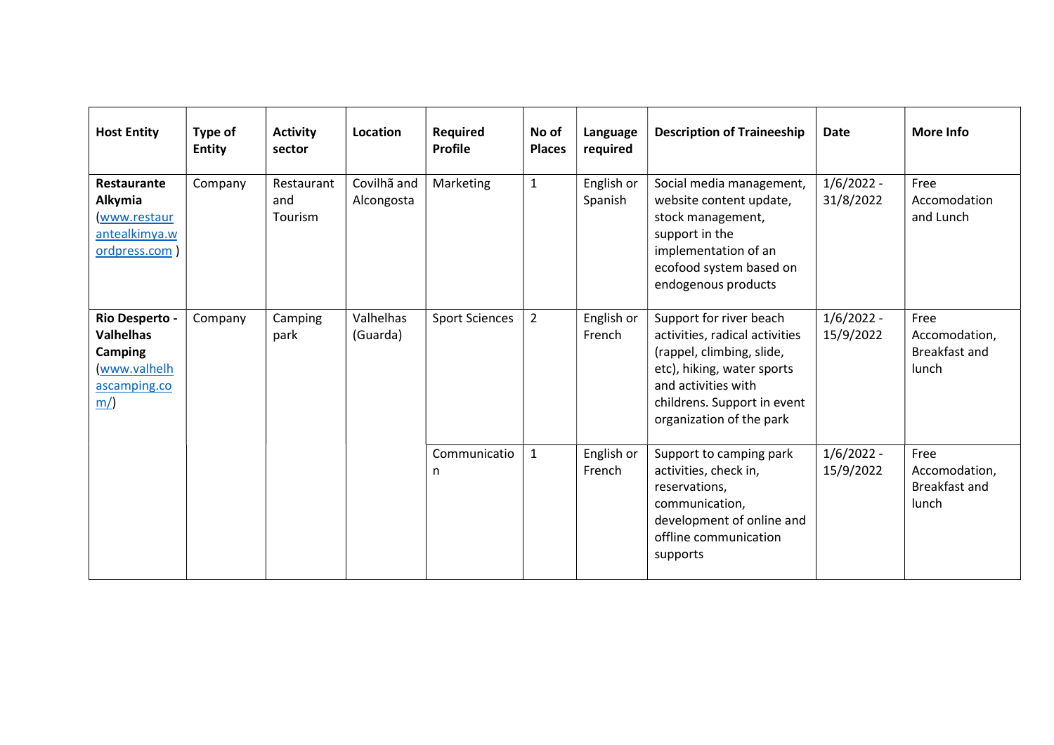| Host Entity | Type of Entity | Activity sector | Location | Required Profile | No of Places | Language required | Description of Traineeship | Date | More Info |
|---|---|---|---|---|---|---|---|---|---|
| **Restaurante Alkymia** (www.restaurantealkimya.wordpress.com ) | Company | Restaurant and Tourism | Covilhã and Alcongosta | Marketing | 1 | English or Spanish | Social media management, website content update, stock management, support in the implementation of an ecofood system based on endogenous products | 1/6/2022 - 31/8/2022 | Free Accomodation and Lunch |
| **Rio Desperto - Valhelhas Camping** (www.valhelhascamping.com/) | Company | Camping park | Valhelhas (Guarda) | Sport Sciences | 2 | English or French | Support for river beach activities, radical activities (rappel, climbing, slide, etc), hiking, water sports and activities with childrens. Support in event organization of the park | 1/6/2022 - 15/9/2022 | Free Accomodation, Breakfast and lunch |
| | | | | Communication | 1 | English or French | Support to camping park activities, check in, reservations, communication, development of online and offline communication supports | 1/6/2022 - 15/9/2022 | Free Accomodation, Breakfast and lunch |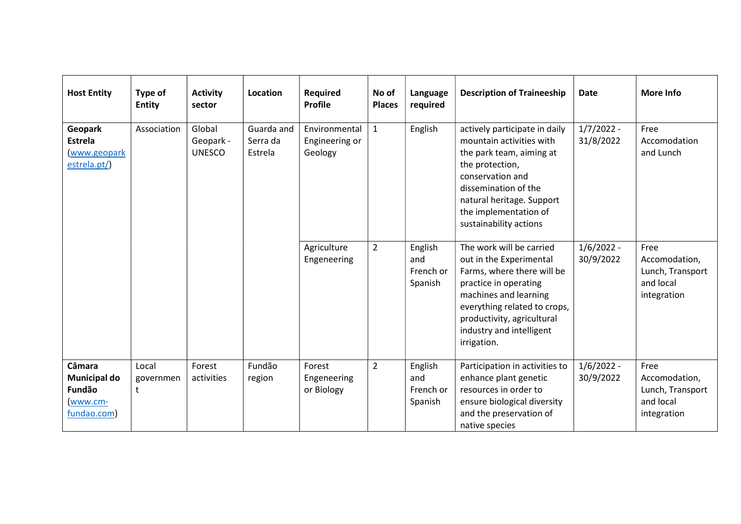| Host Entity | Type of Entity | Activity sector | Location | Required Profile | No of Places | Language required | Description of Traineeship | Date | More Info |
|---|---|---|---|---|---|---|---|---|---|
| **Geopark Estrela** (www.geoparkestrela.pt/) | Association | Global Geopark - UNESCO | Guarda and Serra da Estrela | Environmental Engineering or Geology | 1 | English | actively participate in daily mountain activities with the park team, aiming at the protection, conservation and dissemination of the natural heritage. Support the implementation of sustainability actions | 1/7/2022 - 31/8/2022 | Free Accomodation and Lunch |
| | | | | Agriculture Engeneering | 2 | English and French or Spanish | The work will be carried out in the Experimental Farms, where there will be practice in operating machines and learning everything related to crops, productivity, agricultural industry and intelligent irrigation. | 1/6/2022 - 30/9/2022 | Free Accomodation, Lunch, Transport and local integration |
| **Câmara Municipal do Fundão** (www.cm-fundao.com) | Local government | Forest activities | Fundão region | Forest Engeneering or Biology | 2 | English and French or Spanish | Participation in activities to enhance plant genetic resources in order to ensure biological diversity and the preservation of native species | 1/6/2022 - 30/9/2022 | Free Accomodation, Lunch, Transport and local integration |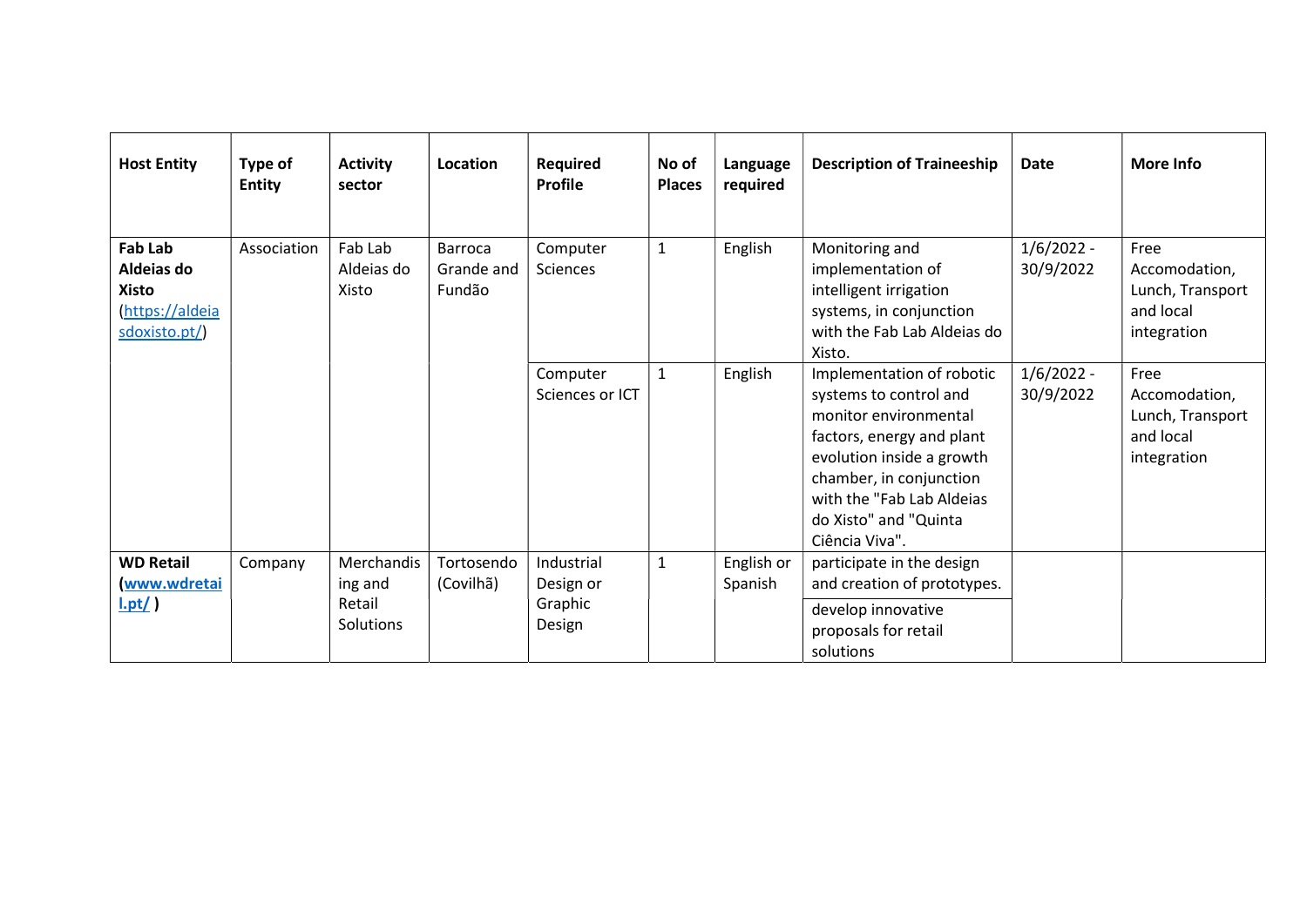| Host Entity | Type of Entity | Activity sector | Location | Required Profile | No of Places | Language required | Description of Traineeship | Date | More Info |
|---|---|---|---|---|---|---|---|---|---|
| **Fab Lab Aldeias do Xisto** (https://aldeiasdoxisto.pt/) | Association | Fab Lab Aldeias do Xisto | Barroca Grande and Fundão | Computer Sciences | 1 | English | Monitoring and implementation of intelligent irrigation systems, in conjunction with the Fab Lab Aldeias do Xisto. | 1/6/2022 - 30/9/2022 | Free Accomodation, Lunch, Transport and local integration |
| | | | | Computer Sciences or ICT | 1 | English | Implementation of robotic systems to control and monitor environmental factors, energy and plant evolution inside a growth chamber, in conjunction with the "Fab Lab Aldeias do Xisto" and "Quinta Ciência Viva". | 1/6/2022 - 30/9/2022 | Free Accomodation, Lunch, Transport and local integration |
| **WD Retail (www.wdretail.pt/ )** | Company | Merchandising and Retail Solutions | Tortosendo (Covilhã) | Industrial Design or Graphic Design | 1 | English or Spanish | participate in the design and creation of prototypes. | | |
| | | | | | | | develop innovative proposals for retail solutions | | |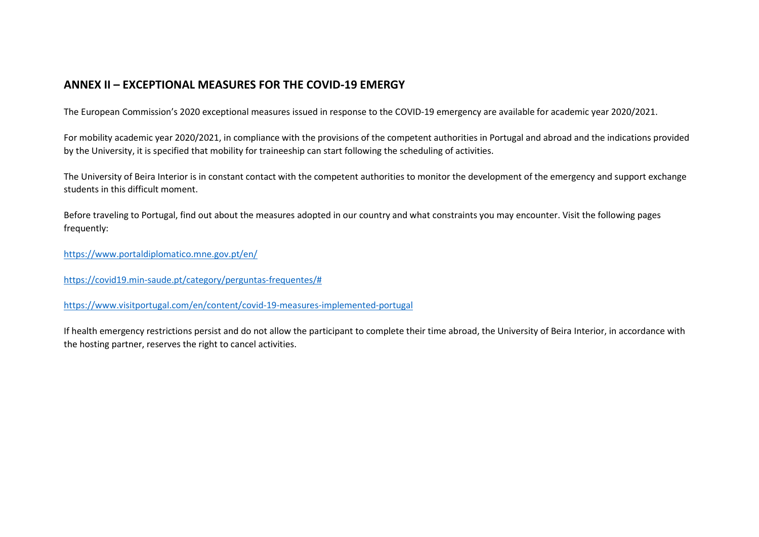## ANNEX II – EXCEPTIONAL MEASURES FOR THE COVID-19 EMERGY

The European Commission's 2020 exceptional measures issued in response to the COVID-19 emergency are available for academic year 2020/2021.

For mobility academic year 2020/2021, in compliance with the provisions of the competent authorities in Portugal and abroad and the indications provided by the University, it is specified that mobility for traineeship can start following the scheduling of activities.

The University of Beira Interior is in constant contact with the competent authorities to monitor the development of the emergency and support exchange students in this difficult moment.

Before traveling to Portugal, find out about the measures adopted in our country and what constraints you may encounter. Visit the following pages frequently:

https://www.portaldiplomatico.mne.gov.pt/en/

https://covid19.min-saude.pt/category/perguntas-frequentes/#

https://www.visitportugal.com/en/content/covid-19-measures-implemented-portugal

If health emergency restrictions persist and do not allow the participant to complete their time abroad, the University of Beira Interior, in accordance with the hosting partner, reserves the right to cancel activities.